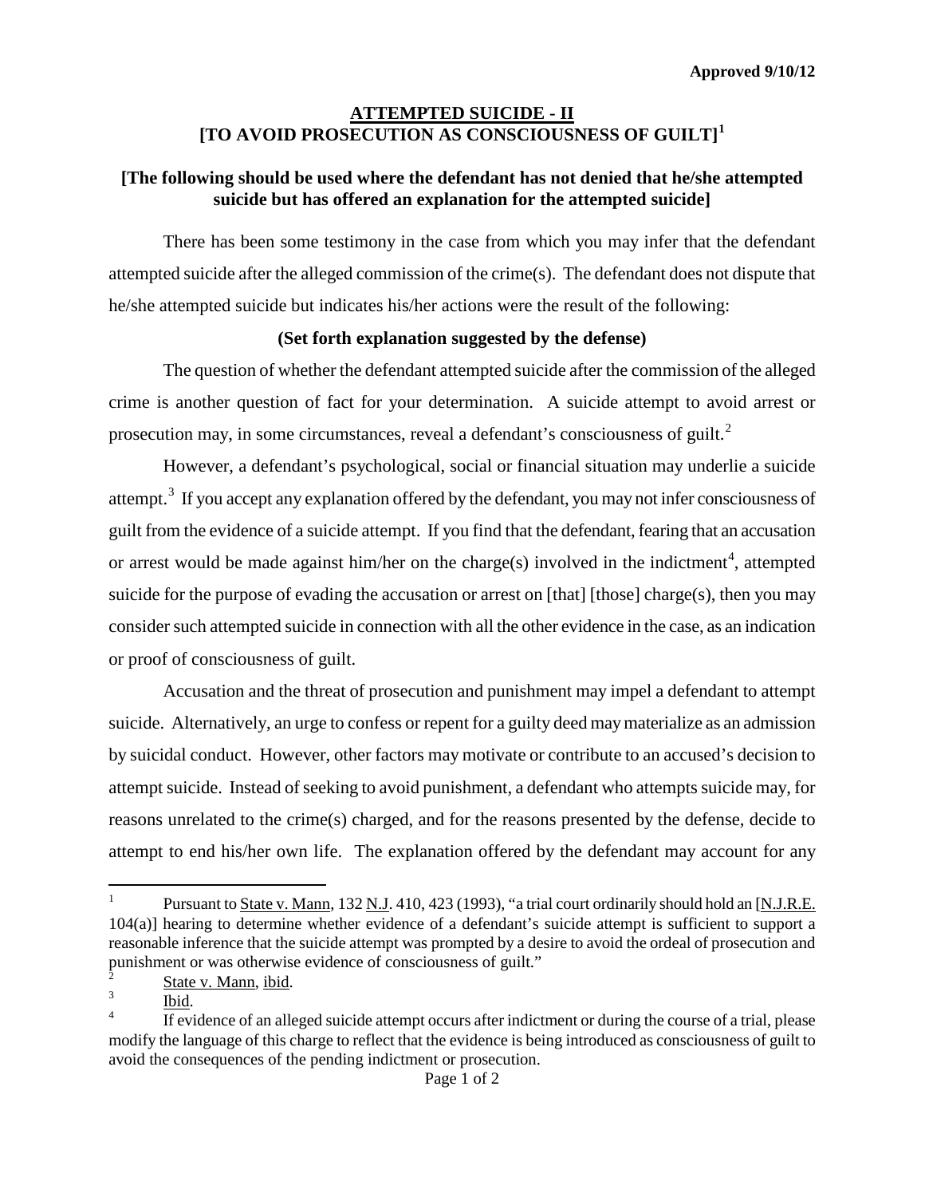**Approved 9/10/12**

# ATTEMPTED SUICIDE - II [TO AVOID PROSECUTION AS CONSCIOUSNESS OF GUILT][1]

**[The following should be used where the defendant has not denied that he/she attempted suicide but has offered an explanation for the attempted suicide]**

There has been some testimony in the case from which you may infer that the defendant attempted suicide after the alleged commission of the crime(s). The defendant does not dispute that he/she attempted suicide but indicates his/her actions were the result of the following:

**(Set forth explanation suggested by the defense)**

The question of whether the defendant attempted suicide after the commission of the alleged crime is another question of fact for your determination. A suicide attempt to avoid arrest or prosecution may, in some circumstances, reveal a defendant's consciousness of guilt.[2]

However, a defendant's psychological, social or financial situation may underlie a suicide attempt.[3] If you accept any explanation offered by the defendant, you may not infer consciousness of guilt from the evidence of a suicide attempt. If you find that the defendant, fearing that an accusation or arrest would be made against him/her on the charge(s) involved in the indictment[4], attempted suicide for the purpose of evading the accusation or arrest on [that] [those] charge(s), then you may consider such attempted suicide in connection with all the other evidence in the case, as an indication or proof of consciousness of guilt.

Accusation and the threat of prosecution and punishment may impel a defendant to attempt suicide. Alternatively, an urge to confess or repent for a guilty deed may materialize as an admission by suicidal conduct. However, other factors may motivate or contribute to an accused's decision to attempt suicide. Instead of seeking to avoid punishment, a defendant who attempts suicide may, for reasons unrelated to the crime(s) charged, and for the reasons presented by the defense, decide to attempt to end his/her own life. The explanation offered by the defendant may account for any

---

[1] Pursuant to State v. Mann, 132 N.J. 410, 423 (1993), "a trial court ordinarily should hold an [N.J.R.E. 104(a)] hearing to determine whether evidence of a defendant's suicide attempt is sufficient to support a reasonable inference that the suicide attempt was prompted by a desire to avoid the ordeal of prosecution and punishment or was otherwise evidence of consciousness of guilt."

[2] State v. Mann, ibid.

[3] Ibid.

[4] If evidence of an alleged suicide attempt occurs after indictment or during the course of a trial, please modify the language of this charge to reflect that the evidence is being introduced as consciousness of guilt to avoid the consequences of the pending indictment or prosecution.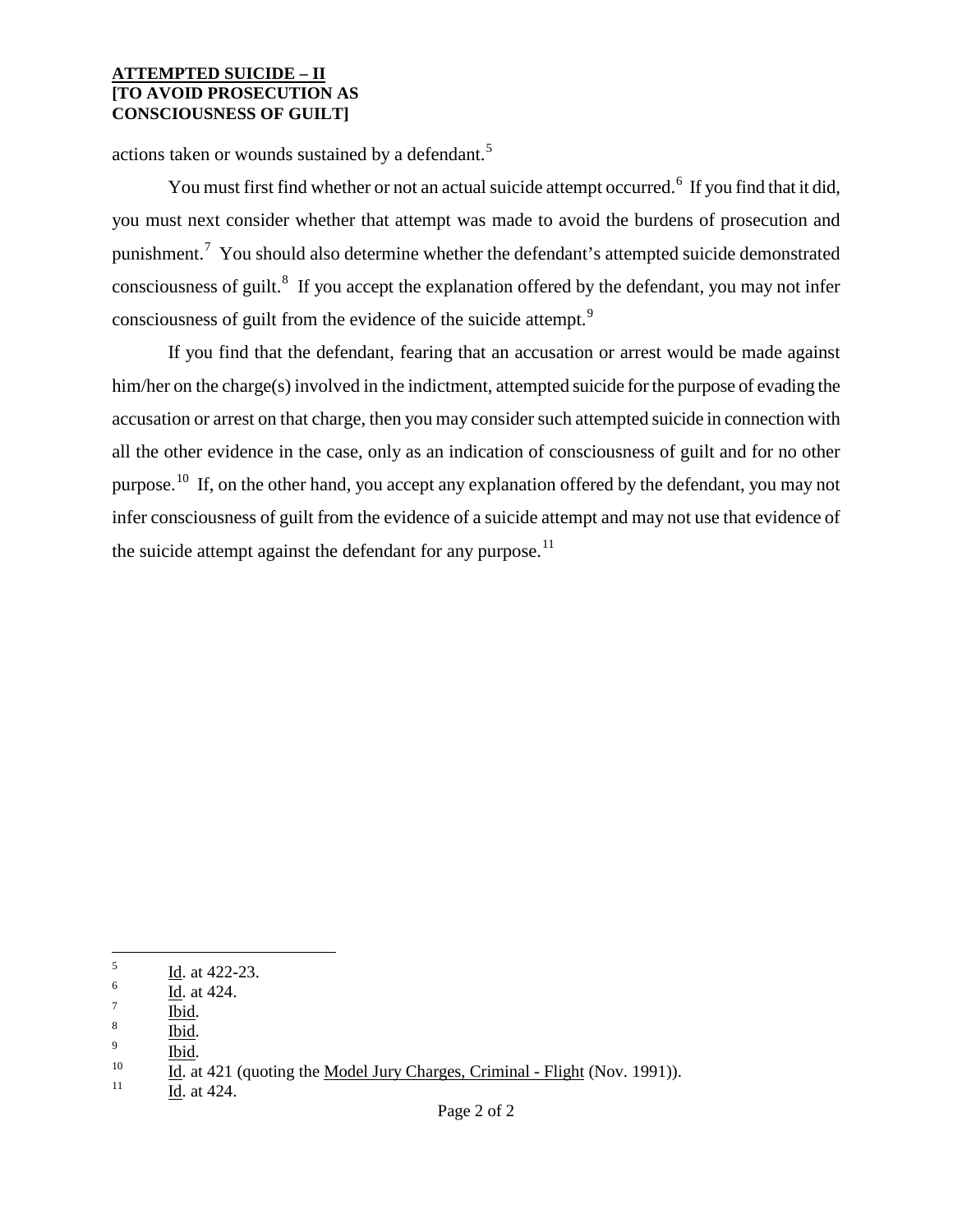actions taken or wounds sustained by a defendant.[5]

You must first find whether or not an actual suicide attempt occurred.[6] If you find that it did, you must next consider whether that attempt was made to avoid the burdens of prosecution and punishment.[7] You should also determine whether the defendant's attempted suicide demonstrated consciousness of guilt.[8] If you accept the explanation offered by the defendant, you may not infer consciousness of guilt from the evidence of the suicide attempt.[9]

If you find that the defendant, fearing that an accusation or arrest would be made against him/her on the charge(s) involved in the indictment, attempted suicide for the purpose of evading the accusation or arrest on that charge, then you may consider such attempted suicide in connection with all the other evidence in the case, only as an indication of consciousness of guilt and for no other purpose.[10] If, on the other hand, you accept any explanation offered by the defendant, you may not infer consciousness of guilt from the evidence of a suicide attempt and may not use that evidence of the suicide attempt against the defendant for any purpose.[11]

---

[5] Id. at 422-23.

[6] Id. at 424.

[7] Ibid.

[8] Ibid.

[9] Ibid.

[10] Id. at 421 (quoting the Model Jury Charges, Criminal - Flight (Nov. 1991)).

[11] Id. at 424.